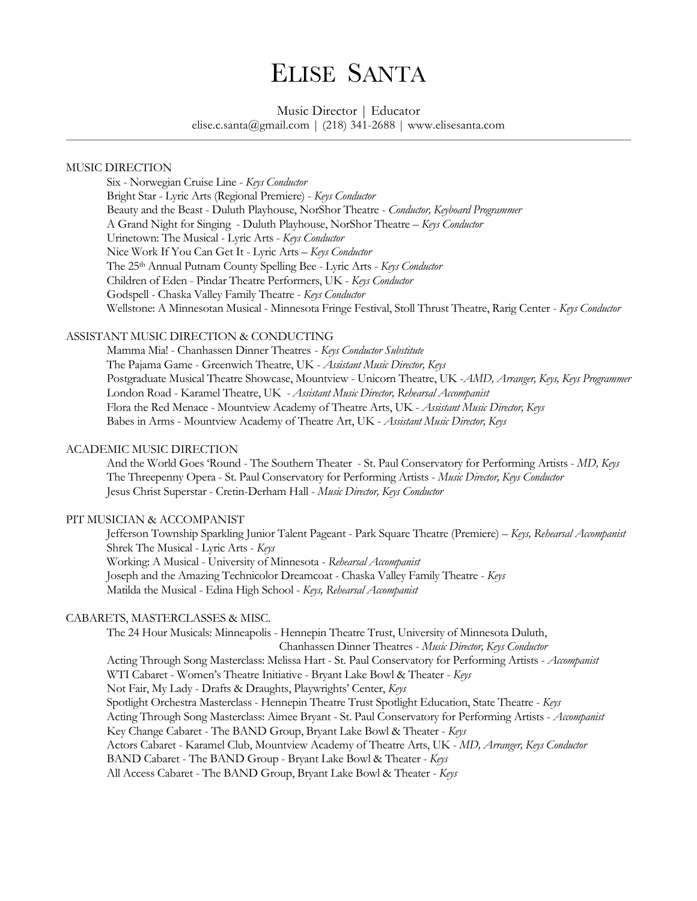# Elise Santa

Music Director | Educator

elise.c.santa@gmail.com | (218) 341-2688 | www.elisesanta.com

---

## MUSIC DIRECTION

Six - Norwegian Cruise Line - *Keys Conductor*
Bright Star - Lyric Arts (Regional Premiere) - *Keys Conductor*
Beauty and the Beast - Duluth Playhouse, NorShor Theatre - *Conductor, Keyboard Programmer*
A Grand Night for Singing - Duluth Playhouse, NorShor Theatre – *Keys Conductor*
Urinetown: The Musical - Lyric Arts - *Keys Conductor*
Nice Work If You Can Get It - Lyric Arts – *Keys Conductor*
The 25th Annual Putnam County Spelling Bee - Lyric Arts - *Keys Conductor*
Children of Eden - Pindar Theatre Performers, UK - *Keys Conductor*
Godspell - Chaska Valley Family Theatre - *Keys Conductor*
Wellstone: A Minnesotan Musical - Minnesota Fringe Festival, Stoll Thrust Theatre, Rarig Center - *Keys Conductor*

## ASSISTANT MUSIC DIRECTION & CONDUCTING

Mamma Mia! - Chanhassen Dinner Theatres - *Keys Conductor Substitute*
The Pajama Game - Greenwich Theatre, UK - *Assistant Music Director, Keys*
Postgraduate Musical Theatre Showcase, Mountview - Unicorn Theatre, UK -*AMD, Arranger, Keys, Keys Programmer*
London Road - Karamel Theatre, UK - *Assistant Music Director, Rehearsal Accompanist*
Flora the Red Menace - Mountview Academy of Theatre Arts, UK - *Assistant Music Director, Keys*
Babes in Arms - Mountview Academy of Theatre Art, UK - *Assistant Music Director, Keys*

## ACADEMIC MUSIC DIRECTION

And the World Goes 'Round - The Southern Theater - St. Paul Conservatory for Performing Artists - *MD, Keys*
The Threepenny Opera - St. Paul Conservatory for Performing Artists - *Music Director, Keys Conductor*
Jesus Christ Superstar - Cretin-Derham Hall - *Music Director, Keys Conductor*

## PIT MUSICIAN & ACCOMPANIST

Jefferson Township Sparkling Junior Talent Pageant - Park Square Theatre (Premiere) – *Keys, Rehearsal Accompanist*
Shrek The Musical - Lyric Arts - *Keys*
Working: A Musical - University of Minnesota - *Rehearsal Accompanist*
Joseph and the Amazing Technicolor Dreamcoat - Chaska Valley Family Theatre - *Keys*
Matilda the Musical - Edina High School - *Keys, Rehearsal Accompanist*

## CABARETS, MASTERCLASSES & MISC.

The 24 Hour Musicals: Minneapolis - Hennepin Theatre Trust, University of Minnesota Duluth, Chanhassen Dinner Theatres - *Music Director, Keys Conductor*
Acting Through Song Masterclass: Melissa Hart - St. Paul Conservatory for Performing Artists - *Accompanist*
WTI Cabaret - Women's Theatre Initiative - Bryant Lake Bowl & Theater - *Keys*
Not Fair, My Lady - Drafts & Draughts, Playwrights' Center, *Keys*
Spotlight Orchestra Masterclass - Hennepin Theatre Trust Spotlight Education, State Theatre - *Keys*
Acting Through Song Masterclass: Aimee Bryant - St. Paul Conservatory for Performing Artists - *Accompanist*
Key Change Cabaret - The BAND Group, Bryant Lake Bowl & Theater - *Keys*
Actors Cabaret - Karamel Club, Mountview Academy of Theatre Arts, UK - *MD, Arranger, Keys Conductor*
BAND Cabaret - The BAND Group - Bryant Lake Bowl & Theater - *Keys*
All Access Cabaret - The BAND Group, Bryant Lake Bowl & Theater - *Keys*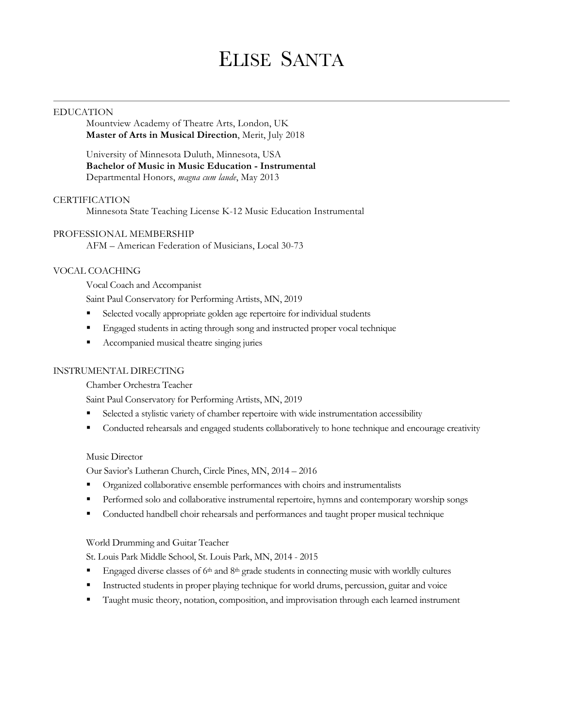# Elise Santa

## EDUCATION

Mountview Academy of Theatre Arts, London, UK
**Master of Arts in Musical Direction**, Merit, July 2018

University of Minnesota Duluth, Minnesota, USA
**Bachelor of Music in Music Education - Instrumental**
Departmental Honors, *magna cum laude*, May 2013

## CERTIFICATION

Minnesota State Teaching License K-12 Music Education Instrumental

## PROFESSIONAL MEMBERSHIP

AFM – American Federation of Musicians, Local 30-73

## VOCAL COACHING

Vocal Coach and Accompanist
Saint Paul Conservatory for Performing Artists, MN, 2019

- Selected vocally appropriate golden age repertoire for individual students
- Engaged students in acting through song and instructed proper vocal technique
- Accompanied musical theatre singing juries

## INSTRUMENTAL DIRECTING

Chamber Orchestra Teacher
Saint Paul Conservatory for Performing Artists, MN, 2019

- Selected a stylistic variety of chamber repertoire with wide instrumentation accessibility
- Conducted rehearsals and engaged students collaboratively to hone technique and encourage creativity

Music Director
Our Savior's Lutheran Church, Circle Pines, MN, 2014 – 2016

- Organized collaborative ensemble performances with choirs and instrumentalists
- Performed solo and collaborative instrumental repertoire, hymns and contemporary worship songs
- Conducted handbell choir rehearsals and performances and taught proper musical technique

World Drumming and Guitar Teacher
St. Louis Park Middle School, St. Louis Park, MN, 2014 - 2015

- Engaged diverse classes of 6th and 8th grade students in connecting music with worldly cultures
- Instructed students in proper playing technique for world drums, percussion, guitar and voice
- Taught music theory, notation, composition, and improvisation through each learned instrument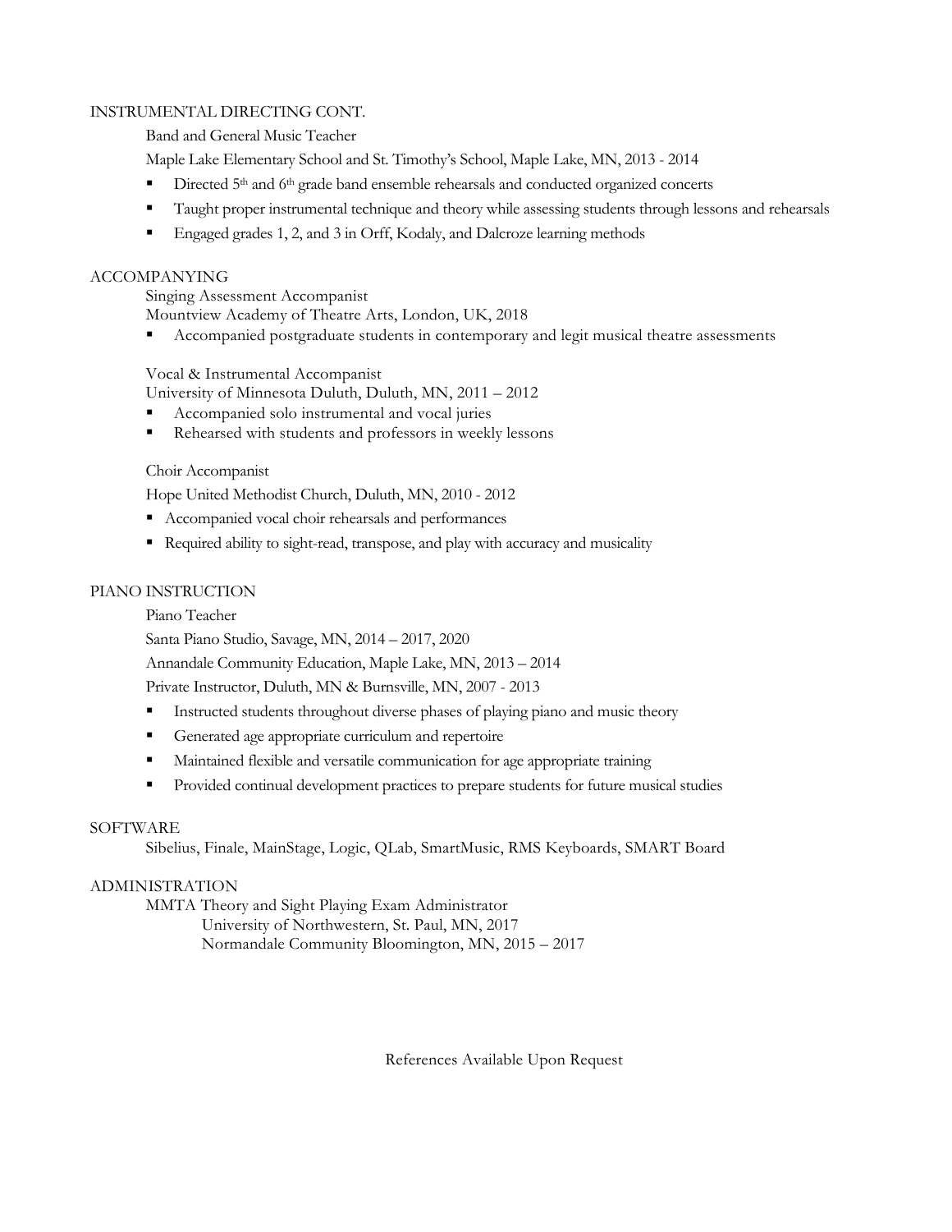## INSTRUMENTAL DIRECTING CONT.

Band and General Music Teacher

Maple Lake Elementary School and St. Timothy's School, Maple Lake, MN, 2013 - 2014

- Directed 5th and 6th grade band ensemble rehearsals and conducted organized concerts
- Taught proper instrumental technique and theory while assessing students through lessons and rehearsals
- Engaged grades 1, 2, and 3 in Orff, Kodaly, and Dalcroze learning methods

## ACCOMPANYING

Singing Assessment Accompanist

Mountview Academy of Theatre Arts, London, UK, 2018

- Accompanied postgraduate students in contemporary and legit musical theatre assessments

Vocal & Instrumental Accompanist

University of Minnesota Duluth, Duluth, MN, 2011 – 2012

- Accompanied solo instrumental and vocal juries
- Rehearsed with students and professors in weekly lessons

Choir Accompanist

Hope United Methodist Church, Duluth, MN, 2010 - 2012

- Accompanied vocal choir rehearsals and performances
- Required ability to sight-read, transpose, and play with accuracy and musicality

## PIANO INSTRUCTION

Piano Teacher

Santa Piano Studio, Savage, MN, 2014 – 2017, 2020

Annandale Community Education, Maple Lake, MN, 2013 – 2014

Private Instructor, Duluth, MN & Burnsville, MN, 2007 - 2013

- Instructed students throughout diverse phases of playing piano and music theory
- Generated age appropriate curriculum and repertoire
- Maintained flexible and versatile communication for age appropriate training
- Provided continual development practices to prepare students for future musical studies

## SOFTWARE

Sibelius, Finale, MainStage, Logic, QLab, SmartMusic, RMS Keyboards, SMART Board

## ADMINISTRATION

MMTA Theory and Sight Playing Exam Administrator

University of Northwestern, St. Paul, MN, 2017

Normandale Community Bloomington, MN, 2015 – 2017

References Available Upon Request